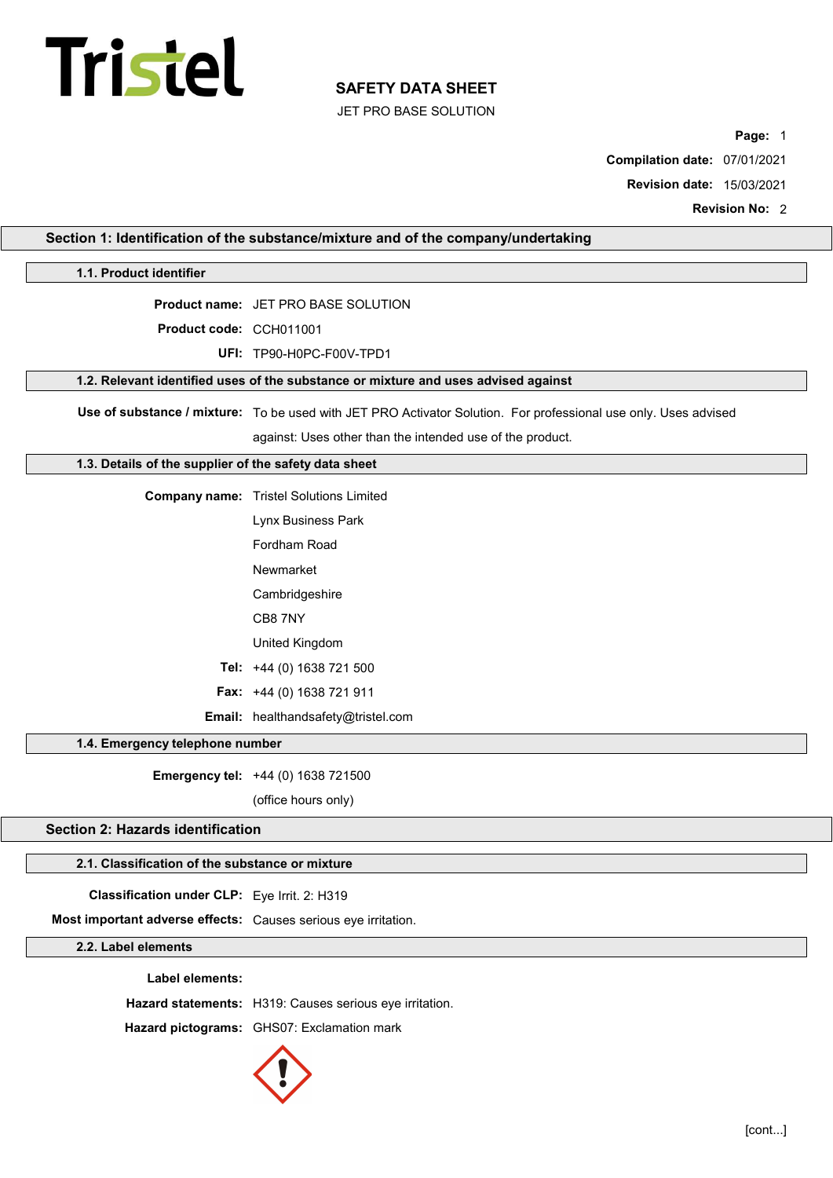# SAFETY DATA SHEET

JET PRO BASE SOLUTION

**Page:** 1

**Compilation date:** 07/01/2021

**Revision date:** 15/03/2021

**Revision No:** 2

## Section 1: Identification of the substance/mixture and of the company/undertaking

### 1.1. Product identifier

**Product name:** JET PRO BASE SOLUTION

**Product code:** CCH011001

**UFI:** TP90-H0PC-F00V-TPD1

### 1.2. Relevant identified uses of the substance or mixture and uses advised against

**Use of substance / mixture:** To be used with JET PRO Activator Solution. For professional use only. Uses advised against: Uses other than the intended use of the product.

### 1.3. Details of the supplier of the safety data sheet

**Company name:** Tristel Solutions Limited
Lynx Business Park
Fordham Road
Newmarket
Cambridgeshire
CB8 7NY
United Kingdom

**Tel:** +44 (0) 1638 721 500

**Fax:** +44 (0) 1638 721 911

**Email:** healthandsafety@tristel.com

### 1.4. Emergency telephone number

**Emergency tel:** +44 (0) 1638 721500
(office hours only)

## Section 2: Hazards identification

### 2.1. Classification of the substance or mixture

**Classification under CLP:** Eye Irrit. 2: H319

**Most important adverse effects:** Causes serious eye irritation.

### 2.2. Label elements

**Label elements:**

**Hazard statements:** H319: Causes serious eye irritation.

**Hazard pictograms:** GHS07: Exclamation mark

[cont...]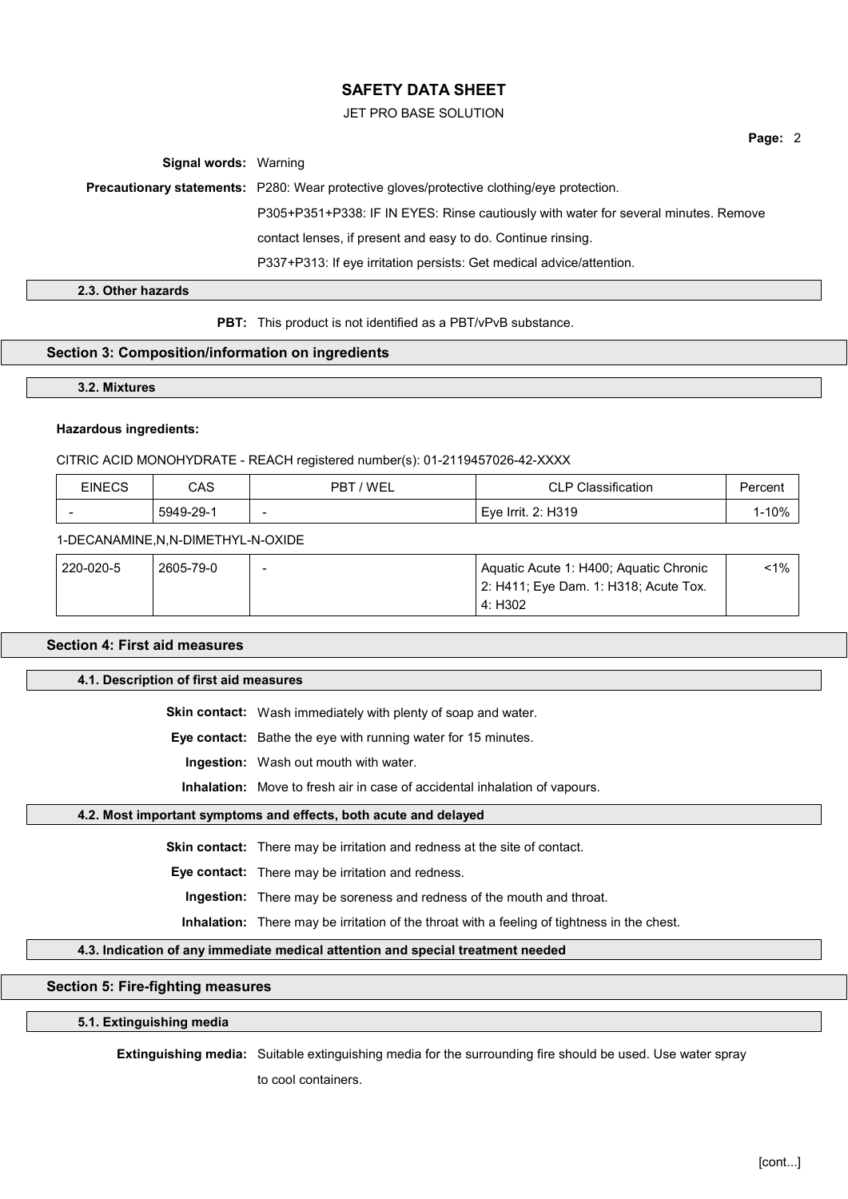**Signal words:** Warning

**Precautionary statements:** P280: Wear protective gloves/protective clothing/eye protection.

P305+P351+P338: IF IN EYES: Rinse cautiously with water for several minutes. Remove contact lenses, if present and easy to do. Continue rinsing.

P337+P313: If eye irritation persists: Get medical advice/attention.

### 2.3. Other hazards

**PBT:** This product is not identified as a PBT/vPvB substance.

## Section 3: Composition/information on ingredients

### 3.2. Mixtures

**Hazardous ingredients:**

CITRIC ACID MONOHYDRATE - REACH registered number(s): 01-2119457026-42-XXXX

| EINECS | CAS | PBT / WEL | CLP Classification | Percent |
|---|---|---|---|---|
| - | 5949-29-1 | - | Eye Irrit. 2: H319 | 1-10% |

1-DECANAMINE,N,N-DIMETHYL-N-OXIDE

| EINECS | CAS | PBT / WEL | CLP Classification | Percent |
|---|---|---|---|---|
| 220-020-5 | 2605-79-0 | - | Aquatic Acute 1: H400; Aquatic Chronic 2: H411; Eye Dam. 1: H318; Acute Tox. 4: H302 | <1% |

## Section 4: First aid measures

### 4.1. Description of first aid measures

**Skin contact:** Wash immediately with plenty of soap and water.

**Eye contact:** Bathe the eye with running water for 15 minutes.

**Ingestion:** Wash out mouth with water.

**Inhalation:** Move to fresh air in case of accidental inhalation of vapours.

### 4.2. Most important symptoms and effects, both acute and delayed

**Skin contact:** There may be irritation and redness at the site of contact.

**Eye contact:** There may be irritation and redness.

**Ingestion:** There may be soreness and redness of the mouth and throat.

**Inhalation:** There may be irritation of the throat with a feeling of tightness in the chest.

### 4.3. Indication of any immediate medical attention and special treatment needed

## Section 5: Fire-fighting measures

### 5.1. Extinguishing media

**Extinguishing media:** Suitable extinguishing media for the surrounding fire should be used. Use water spray to cool containers.

[cont...]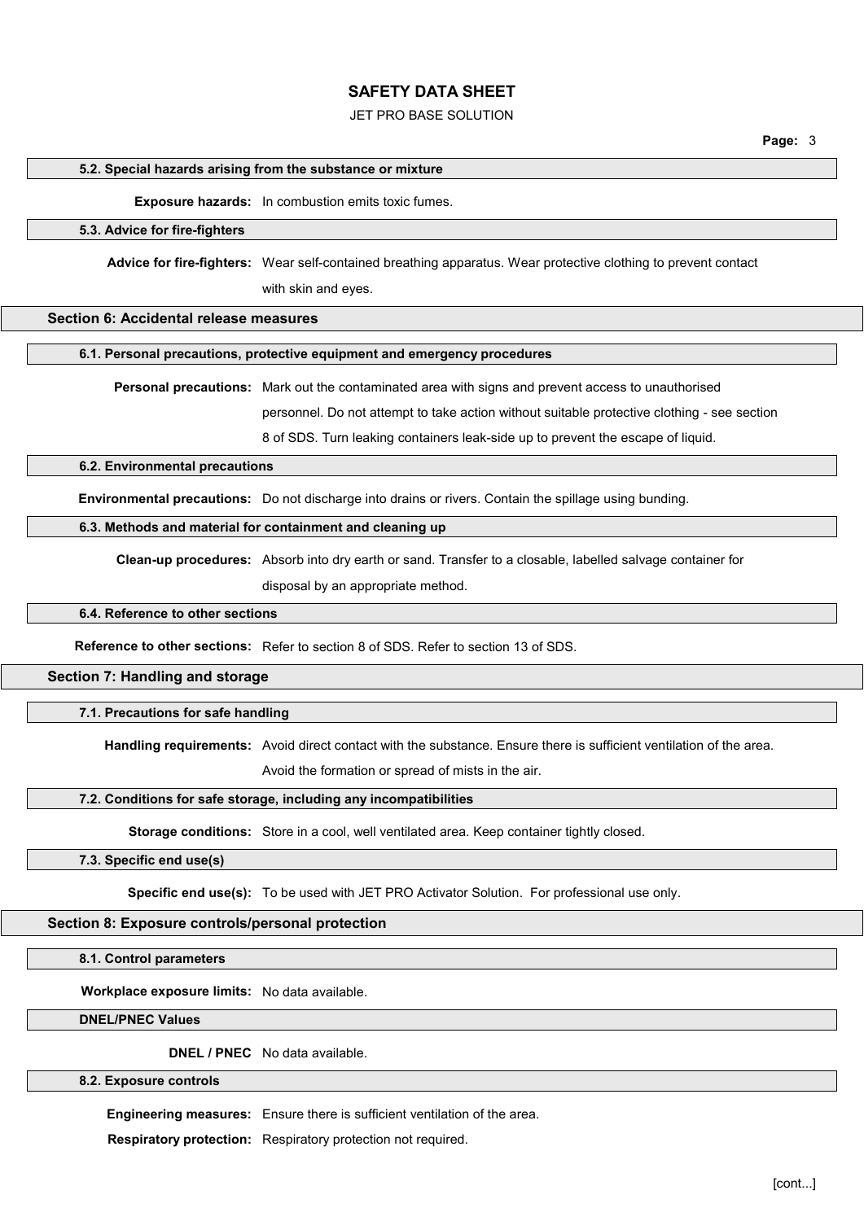### 5.2. Special hazards arising from the substance or mixture

**Exposure hazards:** In combustion emits toxic fumes.

### 5.3. Advice for fire-fighters

**Advice for fire-fighters:** Wear self-contained breathing apparatus. Wear protective clothing to prevent contact with skin and eyes.

## Section 6: Accidental release measures

### 6.1. Personal precautions, protective equipment and emergency procedures

**Personal precautions:** Mark out the contaminated area with signs and prevent access to unauthorised personnel. Do not attempt to take action without suitable protective clothing - see section 8 of SDS. Turn leaking containers leak-side up to prevent the escape of liquid.

### 6.2. Environmental precautions

**Environmental precautions:** Do not discharge into drains or rivers. Contain the spillage using bunding.

### 6.3. Methods and material for containment and cleaning up

**Clean-up procedures:** Absorb into dry earth or sand. Transfer to a closable, labelled salvage container for disposal by an appropriate method.

### 6.4. Reference to other sections

**Reference to other sections:** Refer to section 8 of SDS. Refer to section 13 of SDS.

## Section 7: Handling and storage

### 7.1. Precautions for safe handling

**Handling requirements:** Avoid direct contact with the substance. Ensure there is sufficient ventilation of the area. Avoid the formation or spread of mists in the air.

### 7.2. Conditions for safe storage, including any incompatibilities

**Storage conditions:** Store in a cool, well ventilated area. Keep container tightly closed.

### 7.3. Specific end use(s)

**Specific end use(s):** To be used with JET PRO Activator Solution. For professional use only.

## Section 8: Exposure controls/personal protection

### 8.1. Control parameters

**Workplace exposure limits:** No data available.

### DNEL/PNEC Values

**DNEL / PNEC** No data available.

### 8.2. Exposure controls

**Engineering measures:** Ensure there is sufficient ventilation of the area.

**Respiratory protection:** Respiratory protection not required.

[cont...]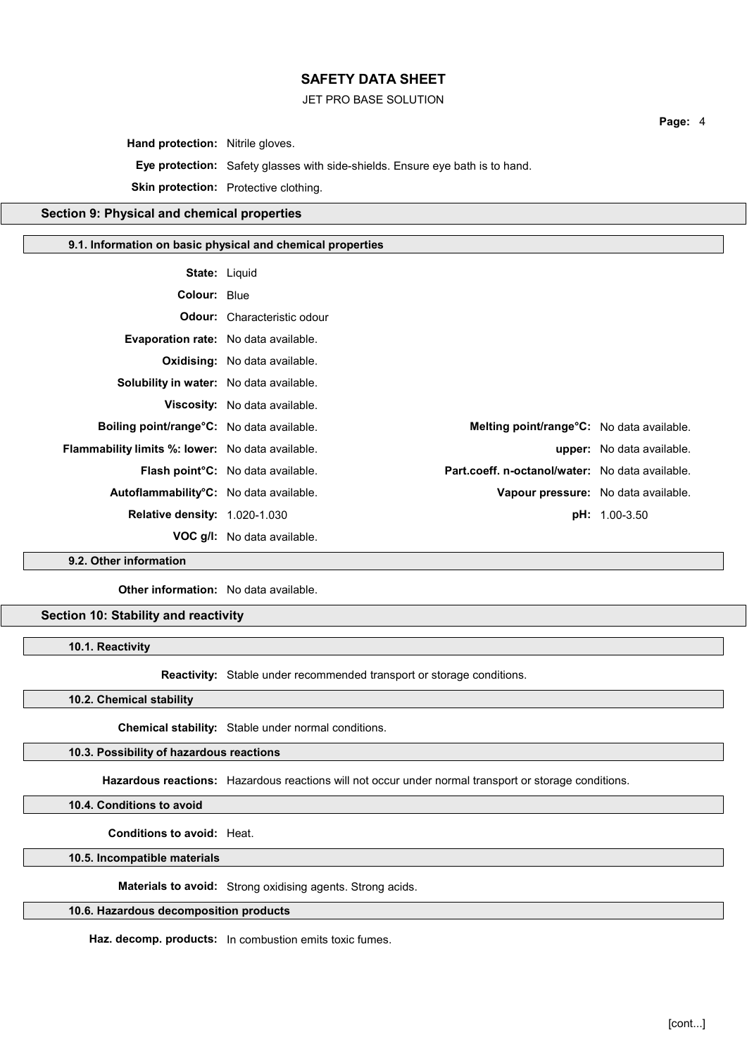**Hand protection:** Nitrile gloves.

**Eye protection:** Safety glasses with side-shields. Ensure eye bath is to hand.

**Skin protection:** Protective clothing.

## Section 9: Physical and chemical properties

### 9.1. Information on basic physical and chemical properties

**State:** Liquid

**Colour:** Blue

**Odour:** Characteristic odour

**Evaporation rate:** No data available.

**Oxidising:** No data available.

**Solubility in water:** No data available.

**Viscosity:** No data available.

| | | | |
|---|---|---|---|
| **Boiling point/range°C:** | No data available. | **Melting point/range°C:** | No data available. |
| **Flammability limits %: lower:** | No data available. | **upper:** | No data available. |
| **Flash point°C:** | No data available. | **Part.coeff. n-octanol/water:** | No data available. |
| **Autoflammability°C:** | No data available. | **Vapour pressure:** | No data available. |
| **Relative density:** | 1.020-1.030 | **pH:** | 1.00-3.50 |
| **VOC g/l:** | No data available. | | |

### 9.2. Other information

**Other information:** No data available.

## Section 10: Stability and reactivity

### 10.1. Reactivity

**Reactivity:** Stable under recommended transport or storage conditions.

### 10.2. Chemical stability

**Chemical stability:** Stable under normal conditions.

### 10.3. Possibility of hazardous reactions

**Hazardous reactions:** Hazardous reactions will not occur under normal transport or storage conditions.

### 10.4. Conditions to avoid

**Conditions to avoid:** Heat.

### 10.5. Incompatible materials

**Materials to avoid:** Strong oxidising agents. Strong acids.

### 10.6. Hazardous decomposition products

**Haz. decomp. products:** In combustion emits toxic fumes.

[cont...]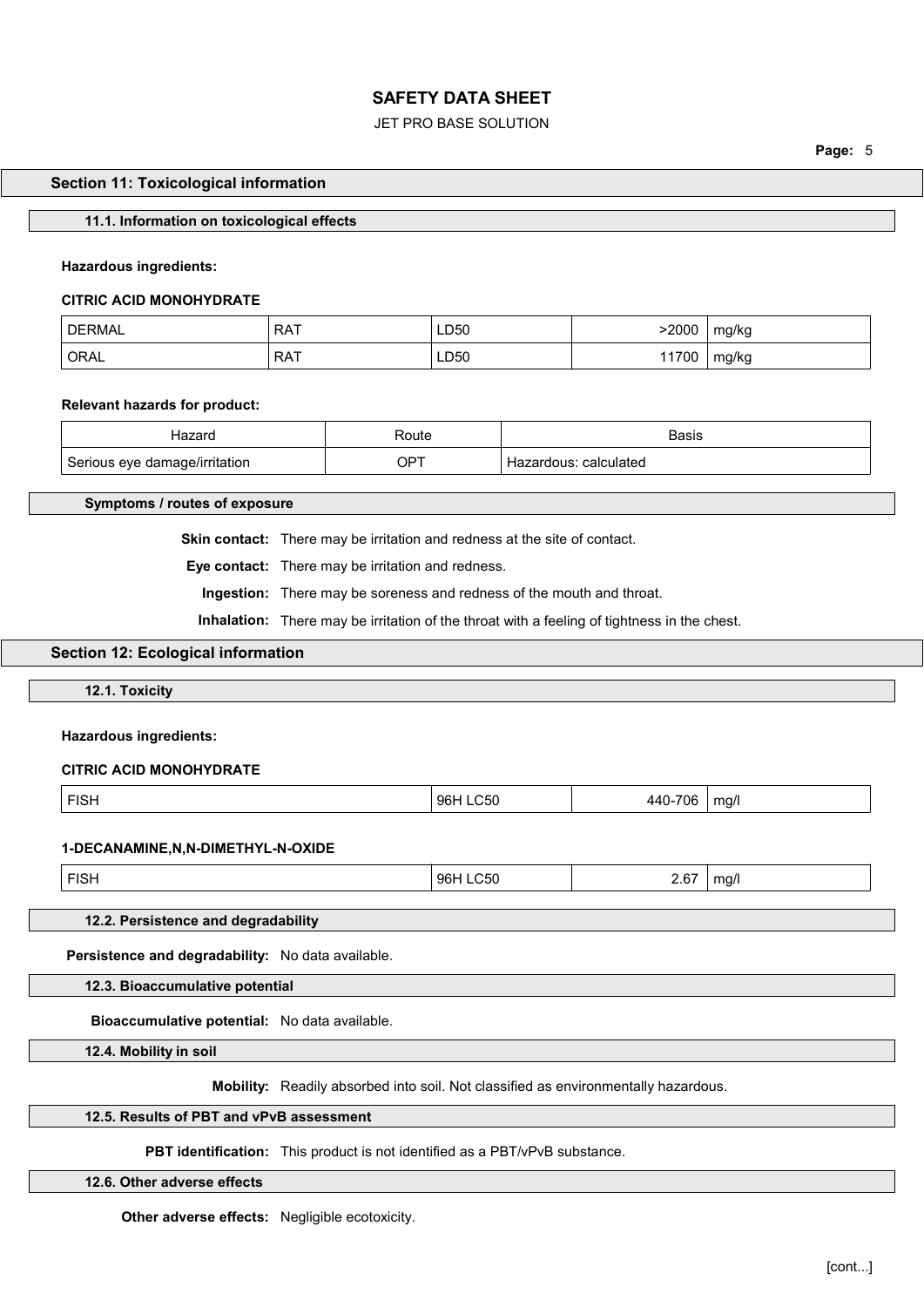## Section 11: Toxicological information

### 11.1. Information on toxicological effects

**Hazardous ingredients:**

**CITRIC ACID MONOHYDRATE**

| | | | | |
|---|---|---|---|---|
| DERMAL | RAT | LD50 | >2000 | mg/kg |
| ORAL | RAT | LD50 | 11700 | mg/kg |

**Relevant hazards for product:**

| Hazard | Route | Basis |
|---|---|---|
| Serious eye damage/irritation | OPT | Hazardous: calculated |

### Symptoms / routes of exposure

**Skin contact:** There may be irritation and redness at the site of contact.

**Eye contact:** There may be irritation and redness.

**Ingestion:** There may be soreness and redness of the mouth and throat.

**Inhalation:** There may be irritation of the throat with a feeling of tightness in the chest.

## Section 12: Ecological information

### 12.1. Toxicity

**Hazardous ingredients:**

**CITRIC ACID MONOHYDRATE**

| | | | |
|---|---|---|---|
| FISH | 96H LC50 | 440-706 | mg/l |

**1-DECANAMINE,N,N-DIMETHYL-N-OXIDE**

| | | | |
|---|---|---|---|
| FISH | 96H LC50 | 2.67 | mg/l |

### 12.2. Persistence and degradability

**Persistence and degradability:** No data available.

### 12.3. Bioaccumulative potential

**Bioaccumulative potential:** No data available.

### 12.4. Mobility in soil

**Mobility:** Readily absorbed into soil. Not classified as environmentally hazardous.

### 12.5. Results of PBT and vPvB assessment

**PBT identification:** This product is not identified as a PBT/vPvB substance.

### 12.6. Other adverse effects

**Other adverse effects:** Negligible ecotoxicity.

[cont...]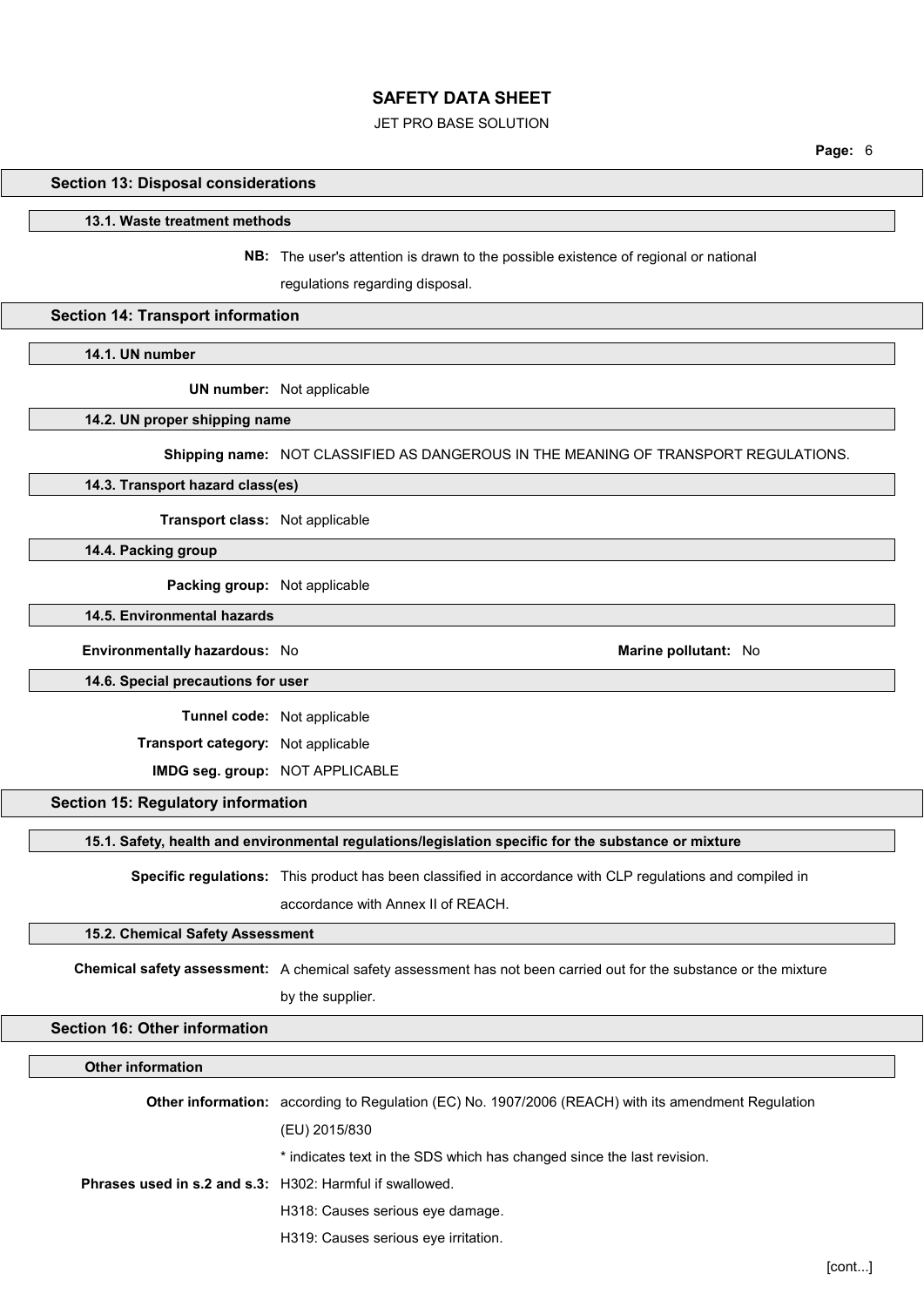## Section 13: Disposal considerations

### 13.1. Waste treatment methods

**NB:** The user's attention is drawn to the possible existence of regional or national regulations regarding disposal.

## Section 14: Transport information

### 14.1. UN number

**UN number:** Not applicable

### 14.2. UN proper shipping name

**Shipping name:** NOT CLASSIFIED AS DANGEROUS IN THE MEANING OF TRANSPORT REGULATIONS.

### 14.3. Transport hazard class(es)

**Transport class:** Not applicable

### 14.4. Packing group

**Packing group:** Not applicable

### 14.5. Environmental hazards

**Environmentally hazardous:** No

**Marine pollutant:** No

### 14.6. Special precautions for user

**Tunnel code:** Not applicable

**Transport category:** Not applicable

**IMDG seg. group:** NOT APPLICABLE

## Section 15: Regulatory information

### 15.1. Safety, health and environmental regulations/legislation specific for the substance or mixture

**Specific regulations:** This product has been classified in accordance with CLP regulations and compiled in accordance with Annex II of REACH.

### 15.2. Chemical Safety Assessment

**Chemical safety assessment:** A chemical safety assessment has not been carried out for the substance or the mixture by the supplier.

## Section 16: Other information

### Other information

**Other information:** according to Regulation (EC) No. 1907/2006 (REACH) with its amendment Regulation (EU) 2015/830

* indicates text in the SDS which has changed since the last revision.

**Phrases used in s.2 and s.3:** H302: Harmful if swallowed.

H318: Causes serious eye damage.

H319: Causes serious eye irritation.

[cont...]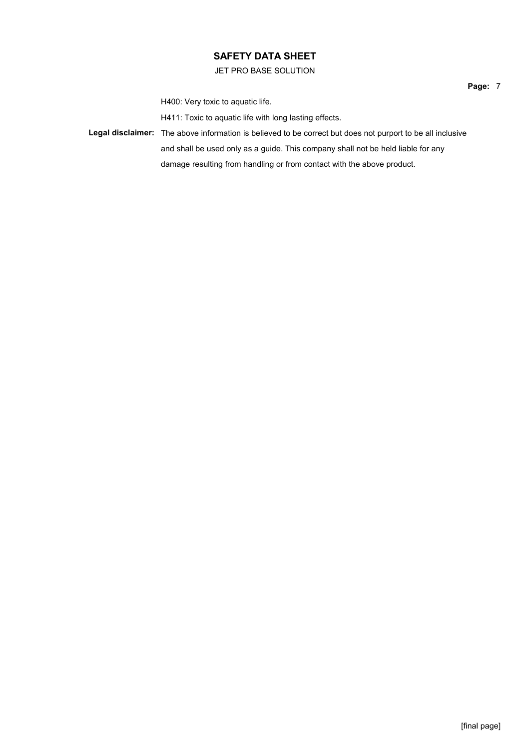H400: Very toxic to aquatic life.

H411: Toxic to aquatic life with long lasting effects.

**Legal disclaimer:** The above information is believed to be correct but does not purport to be all inclusive and shall be used only as a guide. This company shall not be held liable for any damage resulting from handling or from contact with the above product.

[final page]